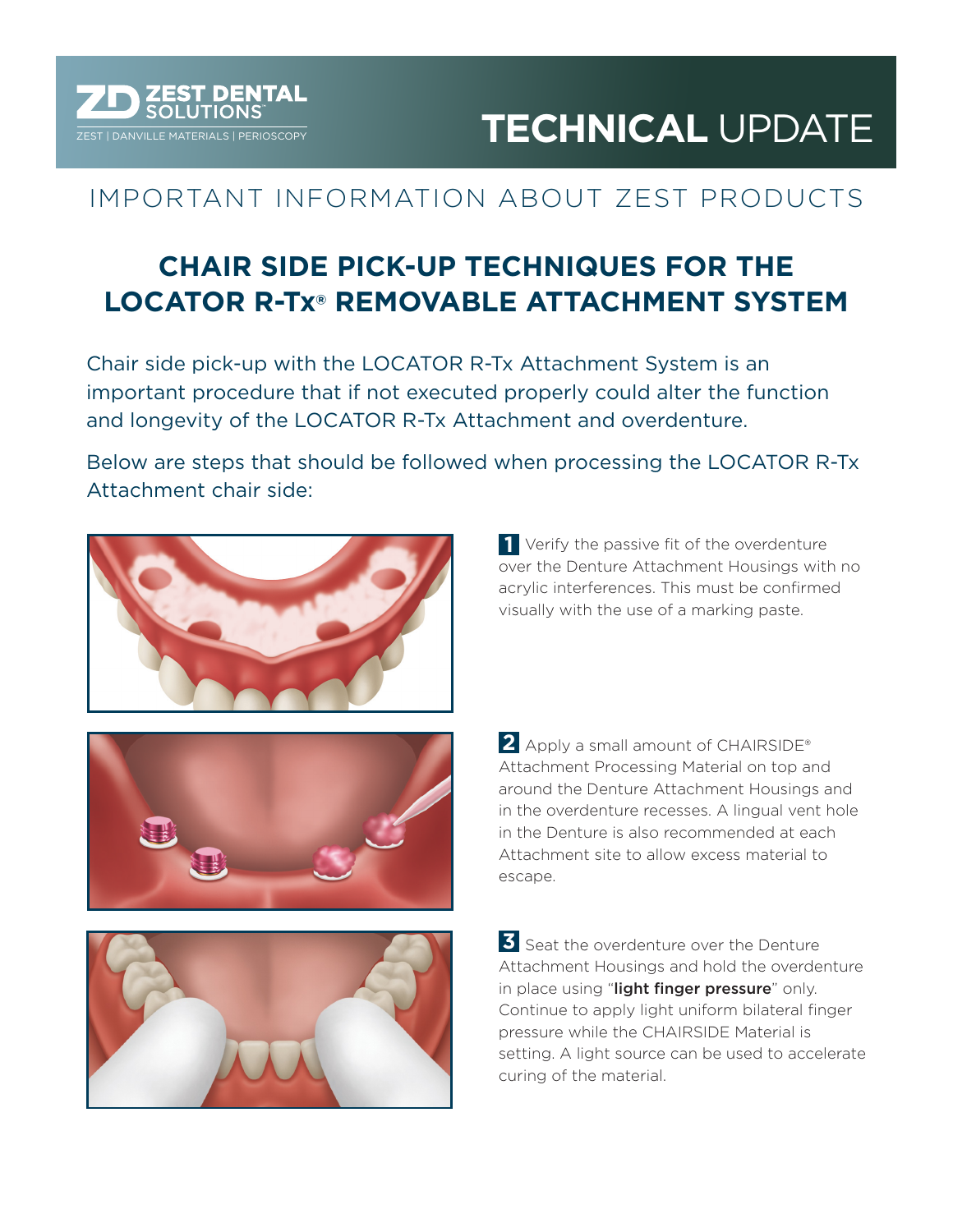ZEST DENTAL SOLUTIONS™

ZEST | DANVILLE MATERIALS | PERIOSCOPY

# TECHNICAL UPDATE

## IMPORTANT INFORMATION ABOUT ZEST PRODUCTS

## CHAIR SIDE PICK-UP TECHNIQUES FOR THE LOCATOR R-Tx® REMOVABLE ATTACHMENT SYSTEM

Chair side pick-up with the LOCATOR R-Tx Attachment System is an important procedure that if not executed properly could alter the function and longevity of the LOCATOR R-Tx Attachment and overdenture.

Below are steps that should be followed when processing the LOCATOR R-Tx Attachment chair side:

**1** Verify the passive fit of the overdenture over the Denture Attachment Housings with no acrylic interferences. This must be confirmed visually with the use of a marking paste.

**2** Apply a small amount of CHAIRSIDE® Attachment Processing Material on top and around the Denture Attachment Housings and in the overdenture recesses. A lingual vent hole in the Denture is also recommended at each Attachment site to allow excess material to escape.

**3** Seat the overdenture over the Denture Attachment Housings and hold the overdenture in place using "**light finger pressure**" only. Continue to apply light uniform bilateral finger pressure while the CHAIRSIDE Material is setting. A light source can be used to accelerate curing of the material.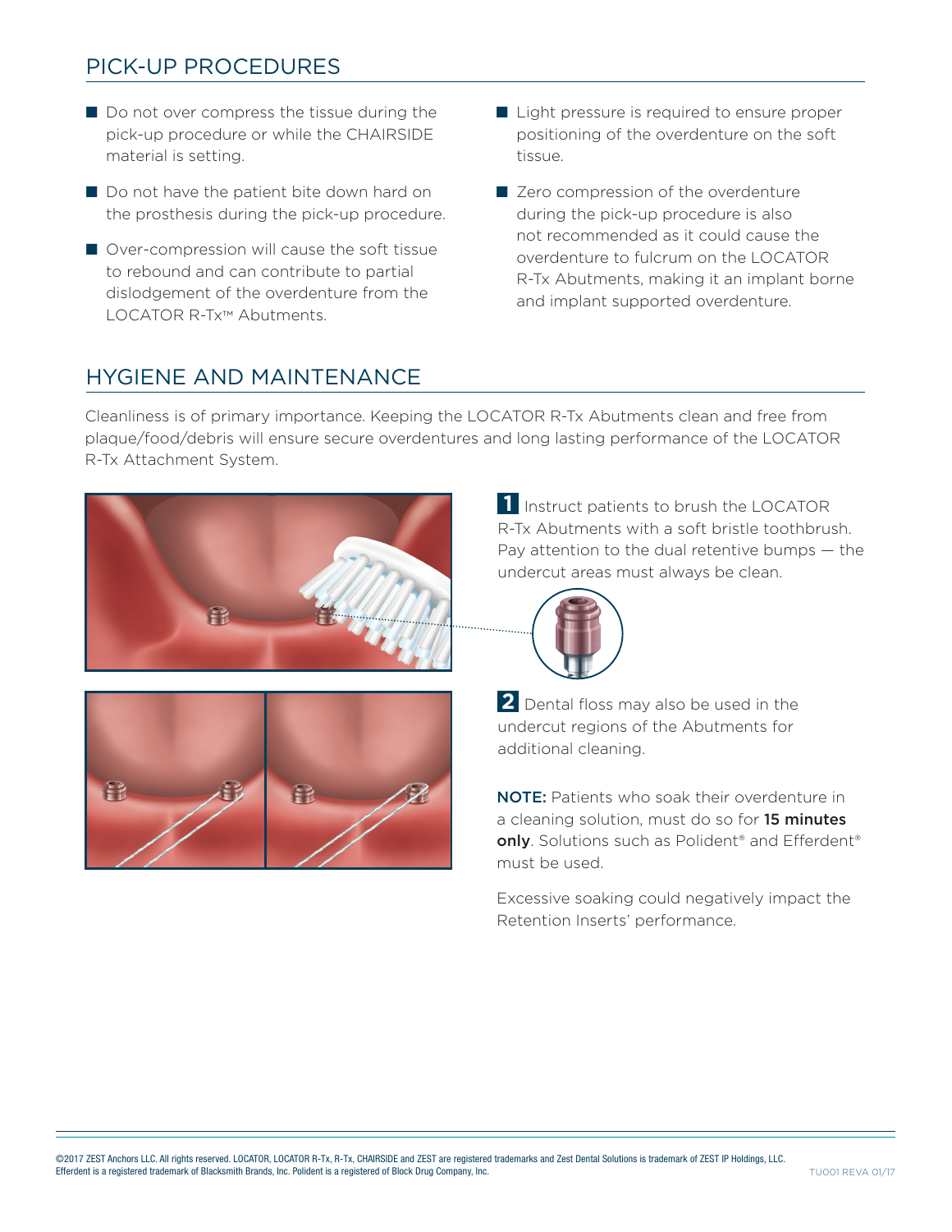## PICK-UP PROCEDURES

- Do not over compress the tissue during the pick-up procedure or while the CHAIRSIDE material is setting.
- Do not have the patient bite down hard on the prosthesis during the pick-up procedure.
- Over-compression will cause the soft tissue to rebound and can contribute to partial dislodgement of the overdenture from the LOCATOR R-Tx™ Abutments.
- Light pressure is required to ensure proper positioning of the overdenture on the soft tissue.
- Zero compression of the overdenture during the pick-up procedure is also not recommended as it could cause the overdenture to fulcrum on the LOCATOR R-Tx Abutments, making it an implant borne and implant supported overdenture.

## HYGIENE AND MAINTENANCE

Cleanliness is of primary importance. Keeping the LOCATOR R-Tx Abutments clean and free from plaque/food/debris will ensure secure overdentures and long lasting performance of the LOCATOR R-Tx Attachment System.

**1** Instruct patients to brush the LOCATOR R-Tx Abutments with a soft bristle toothbrush. Pay attention to the dual retentive bumps — the undercut areas must always be clean.

**2** Dental floss may also be used in the undercut regions of the Abutments for additional cleaning.

**NOTE:** Patients who soak their overdenture in a cleaning solution, must do so for **15 minutes only**. Solutions such as Polident® and Efferdent® must be used.

Excessive soaking could negatively impact the Retention Inserts' performance.

©2017 ZEST Anchors LLC. All rights reserved. LOCATOR, LOCATOR R-Tx, R-Tx, CHAIRSIDE and ZEST are registered trademarks and Zest Dental Solutions is trademark of ZEST IP Holdings, LLC. Efferdent is a registered trademark of Blacksmith Brands, Inc. Polident is a registered of Block Drug Company, Inc.

TU001 REVA 01/17